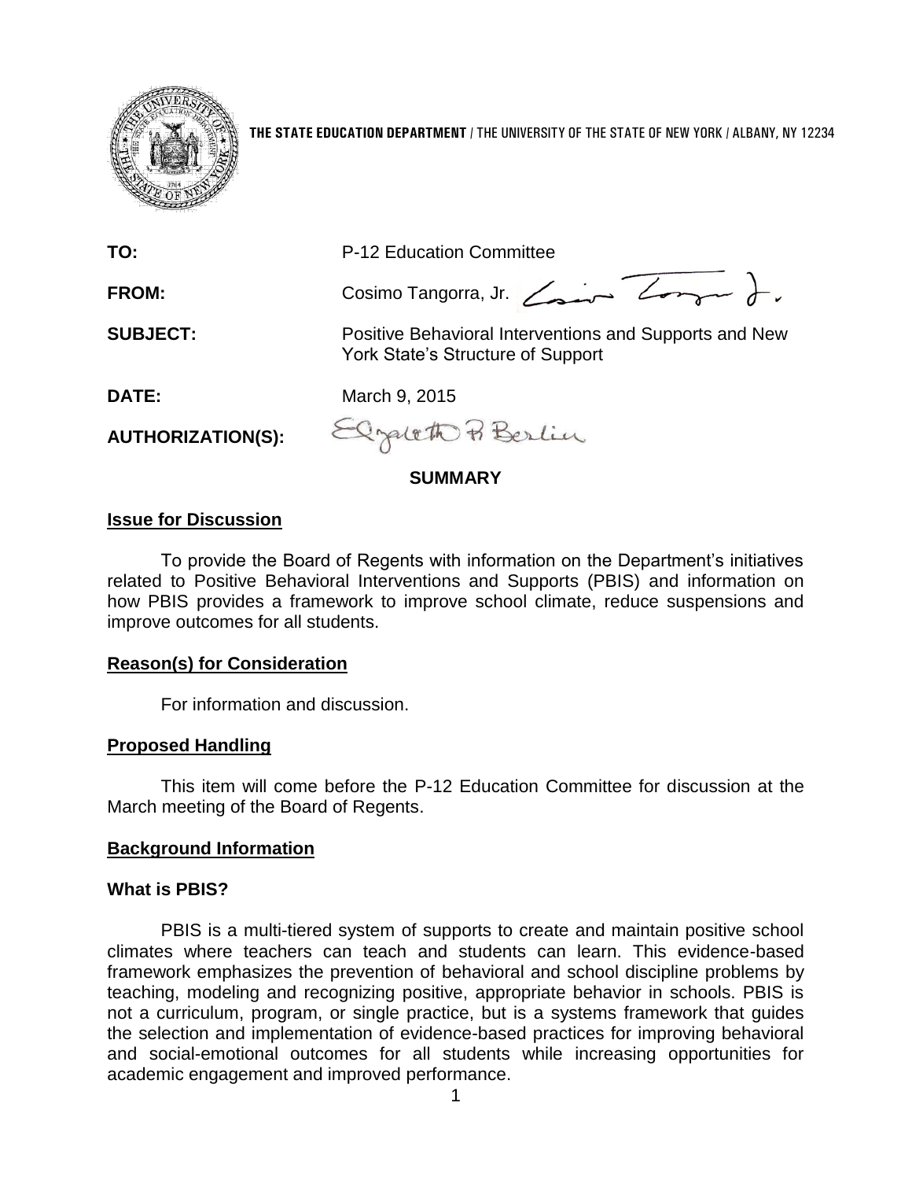THE STATE EDUCATION DEPARTMENT / THE UNIVERSITY OF THE STATE OF NEW YORK / ALBANY, NY 12234

| | |
|---|---|
| **TO:** | P-12 Education Committee |
| **FROM:** | Cosimo Tangorra, Jr. |
| **SUBJECT:** | Positive Behavioral Interventions and Supports and New York State's Structure of Support |
| **DATE:** | March 9, 2015 |
| **AUTHORIZATION(S):** | |

## SUMMARY

### Issue for Discussion

To provide the Board of Regents with information on the Department's initiatives related to Positive Behavioral Interventions and Supports (PBIS) and information on how PBIS provides a framework to improve school climate, reduce suspensions and improve outcomes for all students.

### Reason(s) for Consideration

For information and discussion.

### Proposed Handling

This item will come before the P-12 Education Committee for discussion at the March meeting of the Board of Regents.

### Background Information

#### What is PBIS?

PBIS is a multi-tiered system of supports to create and maintain positive school climates where teachers can teach and students can learn. This evidence-based framework emphasizes the prevention of behavioral and school discipline problems by teaching, modeling and recognizing positive, appropriate behavior in schools. PBIS is not a curriculum, program, or single practice, but is a systems framework that guides the selection and implementation of evidence-based practices for improving behavioral and social-emotional outcomes for all students while increasing opportunities for academic engagement and improved performance.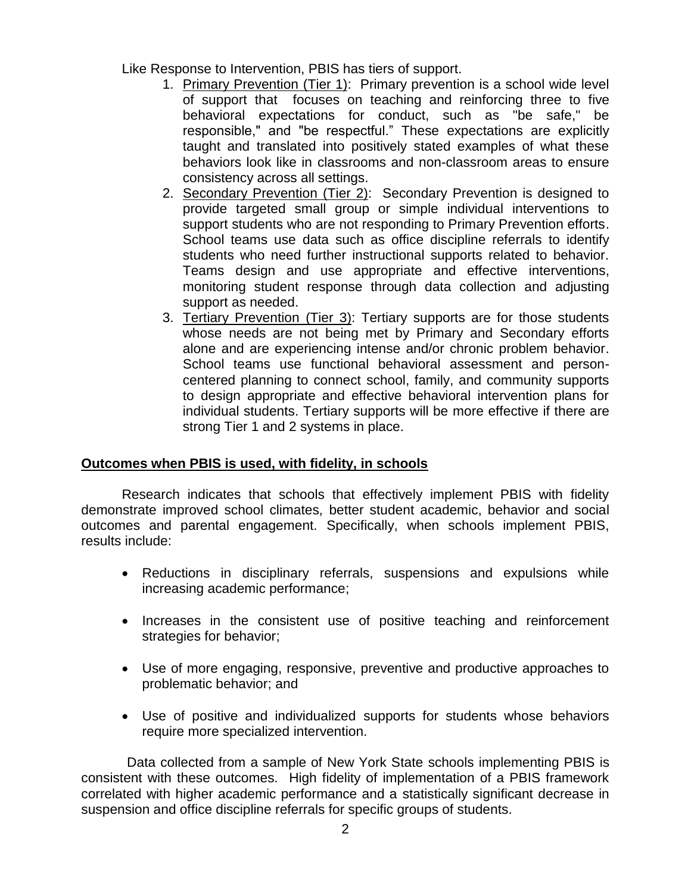Like Response to Intervention, PBIS has tiers of support.

1. Primary Prevention (Tier 1): Primary prevention is a school wide level of support that focuses on teaching and reinforcing three to five behavioral expectations for conduct, such as "be safe," be responsible," and "be respectful." These expectations are explicitly taught and translated into positively stated examples of what these behaviors look like in classrooms and non-classroom areas to ensure consistency across all settings.
2. Secondary Prevention (Tier 2): Secondary Prevention is designed to provide targeted small group or simple individual interventions to support students who are not responding to Primary Prevention efforts. School teams use data such as office discipline referrals to identify students who need further instructional supports related to behavior. Teams design and use appropriate and effective interventions, monitoring student response through data collection and adjusting support as needed.
3. Tertiary Prevention (Tier 3): Tertiary supports are for those students whose needs are not being met by Primary and Secondary efforts alone and are experiencing intense and/or chronic problem behavior. School teams use functional behavioral assessment and person-centered planning to connect school, family, and community supports to design appropriate and effective behavioral intervention plans for individual students. Tertiary supports will be more effective if there are strong Tier 1 and 2 systems in place.

**Outcomes when PBIS is used, with fidelity, in schools**

Research indicates that schools that effectively implement PBIS with fidelity demonstrate improved school climates, better student academic, behavior and social outcomes and parental engagement. Specifically, when schools implement PBIS, results include:

- Reductions in disciplinary referrals, suspensions and expulsions while increasing academic performance;
- Increases in the consistent use of positive teaching and reinforcement strategies for behavior;
- Use of more engaging, responsive, preventive and productive approaches to problematic behavior; and
- Use of positive and individualized supports for students whose behaviors require more specialized intervention.

Data collected from a sample of New York State schools implementing PBIS is consistent with these outcomes. High fidelity of implementation of a PBIS framework correlated with higher academic performance and a statistically significant decrease in suspension and office discipline referrals for specific groups of students.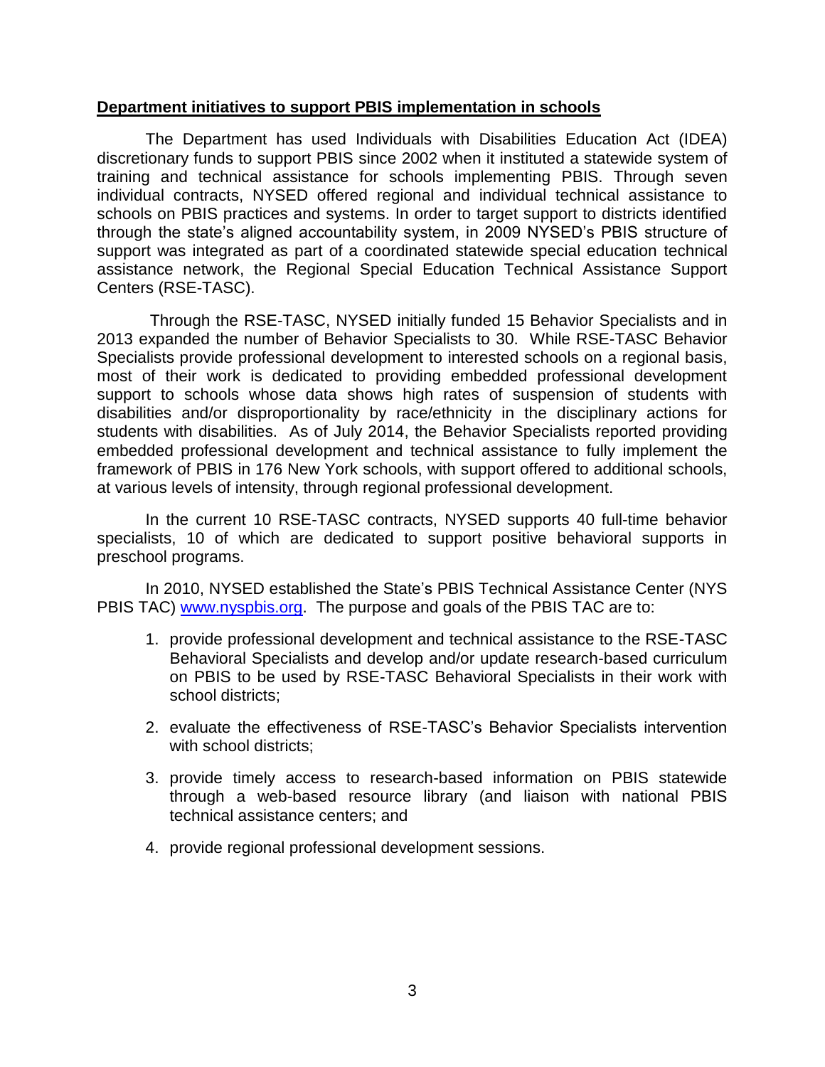**Department initiatives to support PBIS implementation in schools**

The Department has used Individuals with Disabilities Education Act (IDEA) discretionary funds to support PBIS since 2002 when it instituted a statewide system of training and technical assistance for schools implementing PBIS. Through seven individual contracts, NYSED offered regional and individual technical assistance to schools on PBIS practices and systems. In order to target support to districts identified through the state's aligned accountability system, in 2009 NYSED's PBIS structure of support was integrated as part of a coordinated statewide special education technical assistance network, the Regional Special Education Technical Assistance Support Centers (RSE-TASC).

Through the RSE-TASC, NYSED initially funded 15 Behavior Specialists and in 2013 expanded the number of Behavior Specialists to 30. While RSE-TASC Behavior Specialists provide professional development to interested schools on a regional basis, most of their work is dedicated to providing embedded professional development support to schools whose data shows high rates of suspension of students with disabilities and/or disproportionality by race/ethnicity in the disciplinary actions for students with disabilities. As of July 2014, the Behavior Specialists reported providing embedded professional development and technical assistance to fully implement the framework of PBIS in 176 New York schools, with support offered to additional schools, at various levels of intensity, through regional professional development.

In the current 10 RSE-TASC contracts, NYSED supports 40 full-time behavior specialists, 10 of which are dedicated to support positive behavioral supports in preschool programs.

In 2010, NYSED established the State's PBIS Technical Assistance Center (NYS PBIS TAC) [www.nyspbis.org](http://www.nyspbis.org). The purpose and goals of the PBIS TAC are to:

1. provide professional development and technical assistance to the RSE-TASC Behavioral Specialists and develop and/or update research-based curriculum on PBIS to be used by RSE-TASC Behavioral Specialists in their work with school districts;
2. evaluate the effectiveness of RSE-TASC's Behavior Specialists intervention with school districts;
3. provide timely access to research-based information on PBIS statewide through a web-based resource library (and liaison with national PBIS technical assistance centers; and
4. provide regional professional development sessions.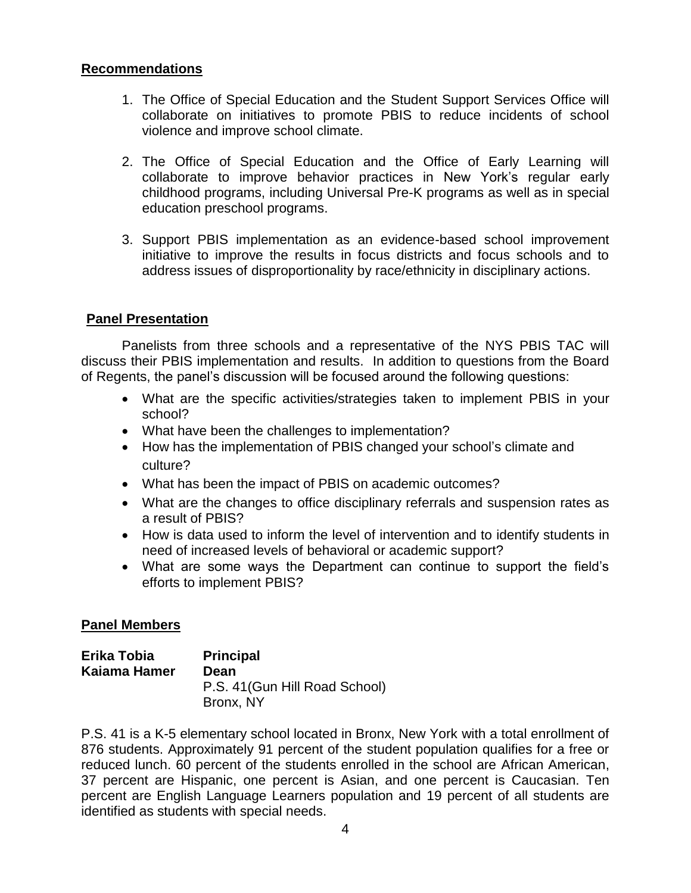## Recommendations

1. The Office of Special Education and the Student Support Services Office will collaborate on initiatives to promote PBIS to reduce incidents of school violence and improve school climate.

2. The Office of Special Education and the Office of Early Learning will collaborate to improve behavior practices in New York's regular early childhood programs, including Universal Pre-K programs as well as in special education preschool programs.

3. Support PBIS implementation as an evidence-based school improvement initiative to improve the results in focus districts and focus schools and to address issues of disproportionality by race/ethnicity in disciplinary actions.

## Panel Presentation

Panelists from three schools and a representative of the NYS PBIS TAC will discuss their PBIS implementation and results. In addition to questions from the Board of Regents, the panel's discussion will be focused around the following questions:

- What are the specific activities/strategies taken to implement PBIS in your school?
- What have been the challenges to implementation?
- How has the implementation of PBIS changed your school's climate and culture?
- What has been the impact of PBIS on academic outcomes?
- What are the changes to office disciplinary referrals and suspension rates as a result of PBIS?
- How is data used to inform the level of intervention and to identify students in need of increased levels of behavioral or academic support?
- What are some ways the Department can continue to support the field's efforts to implement PBIS?

## Panel Members

**Erika Tobia** **Principal**
**Kaiama Hamer** **Dean**
P.S. 41(Gun Hill Road School)
Bronx, NY

P.S. 41 is a K-5 elementary school located in Bronx, New York with a total enrollment of 876 students. Approximately 91 percent of the student population qualifies for a free or reduced lunch. 60 percent of the students enrolled in the school are African American, 37 percent are Hispanic, one percent is Asian, and one percent is Caucasian. Ten percent are English Language Learners population and 19 percent of all students are identified as students with special needs.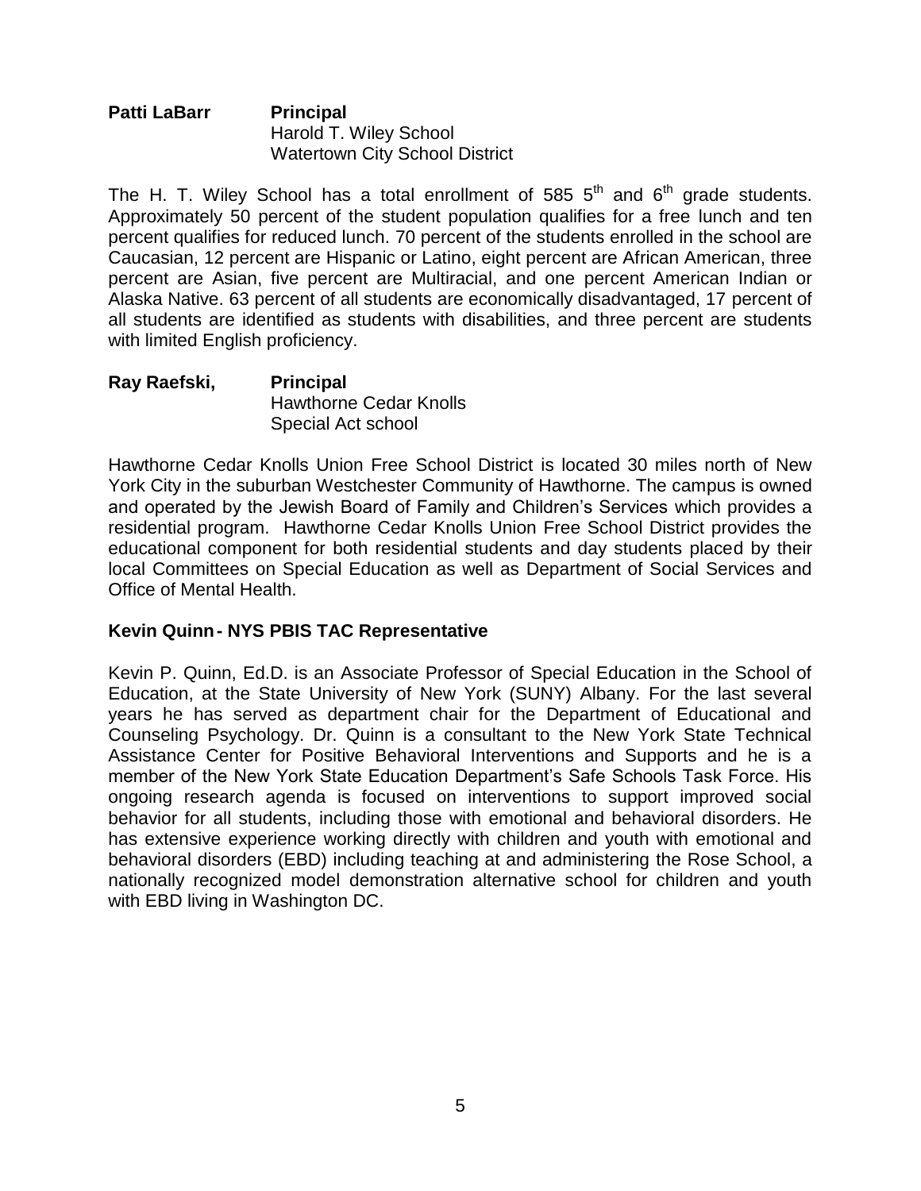**Patti LaBarr** **Principal**
Harold T. Wiley School
Watertown City School District

The H. T. Wiley School has a total enrollment of 585 5th and 6th grade students. Approximately 50 percent of the student population qualifies for a free lunch and ten percent qualifies for reduced lunch. 70 percent of the students enrolled in the school are Caucasian, 12 percent are Hispanic or Latino, eight percent are African American, three percent are Asian, five percent are Multiracial, and one percent American Indian or Alaska Native. 63 percent of all students are economically disadvantaged, 17 percent of all students are identified as students with disabilities, and three percent are students with limited English proficiency.

**Ray Raefski,** **Principal**
Hawthorne Cedar Knolls
Special Act school

Hawthorne Cedar Knolls Union Free School District is located 30 miles north of New York City in the suburban Westchester Community of Hawthorne. The campus is owned and operated by the Jewish Board of Family and Children's Services which provides a residential program. Hawthorne Cedar Knolls Union Free School District provides the educational component for both residential students and day students placed by their local Committees on Special Education as well as Department of Social Services and Office of Mental Health.

**Kevin Quinn- NYS PBIS TAC Representative**

Kevin P. Quinn, Ed.D. is an Associate Professor of Special Education in the School of Education, at the State University of New York (SUNY) Albany. For the last several years he has served as department chair for the Department of Educational and Counseling Psychology. Dr. Quinn is a consultant to the New York State Technical Assistance Center for Positive Behavioral Interventions and Supports and he is a member of the New York State Education Department's Safe Schools Task Force. His ongoing research agenda is focused on interventions to support improved social behavior for all students, including those with emotional and behavioral disorders. He has extensive experience working directly with children and youth with emotional and behavioral disorders (EBD) including teaching at and administering the Rose School, a nationally recognized model demonstration alternative school for children and youth with EBD living in Washington DC.